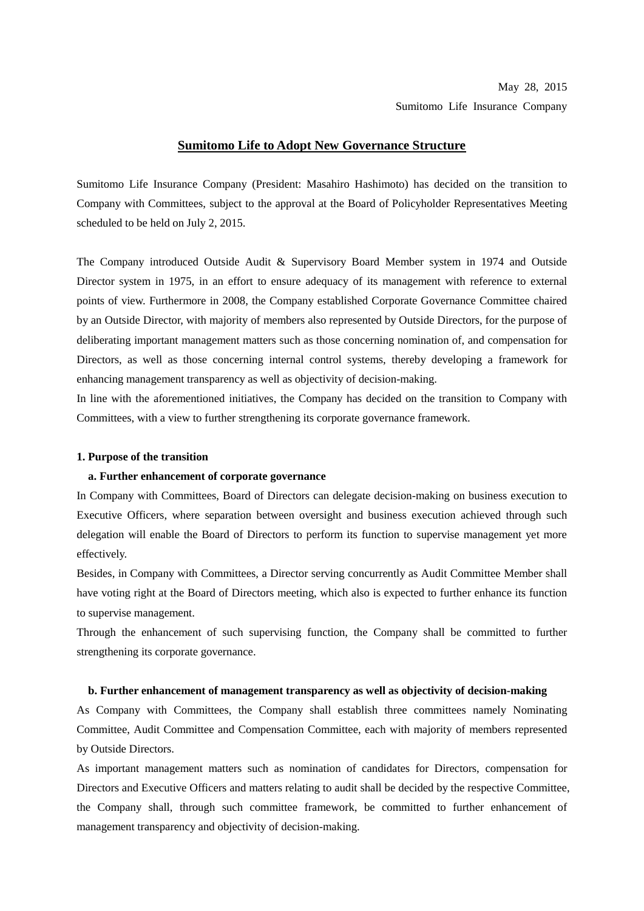May 28, 2015

Sumitomo Life Insurance Company

# Sumitomo Life to Adopt New Governance Structure

Sumitomo Life Insurance Company (President: Masahiro Hashimoto) has decided on the transition to Company with Committees, subject to the approval at the Board of Policyholder Representatives Meeting scheduled to be held on July 2, 2015.

The Company introduced Outside Audit & Supervisory Board Member system in 1974 and Outside Director system in 1975, in an effort to ensure adequacy of its management with reference to external points of view. Furthermore in 2008, the Company established Corporate Governance Committee chaired by an Outside Director, with majority of members also represented by Outside Directors, for the purpose of deliberating important management matters such as those concerning nomination of, and compensation for Directors, as well as those concerning internal control systems, thereby developing a framework for enhancing management transparency as well as objectivity of decision-making.

In line with the aforementioned initiatives, the Company has decided on the transition to Company with Committees, with a view to further strengthening its corporate governance framework.

**1. Purpose of the transition**

**a. Further enhancement of corporate governance**

In Company with Committees, Board of Directors can delegate decision-making on business execution to Executive Officers, where separation between oversight and business execution achieved through such delegation will enable the Board of Directors to perform its function to supervise management yet more effectively.

Besides, in Company with Committees, a Director serving concurrently as Audit Committee Member shall have voting right at the Board of Directors meeting, which also is expected to further enhance its function to supervise management.

Through the enhancement of such supervising function, the Company shall be committed to further strengthening its corporate governance.

**b. Further enhancement of management transparency as well as objectivity of decision-making**

As Company with Committees, the Company shall establish three committees namely Nominating Committee, Audit Committee and Compensation Committee, each with majority of members represented by Outside Directors.

As important management matters such as nomination of candidates for Directors, compensation for Directors and Executive Officers and matters relating to audit shall be decided by the respective Committee, the Company shall, through such committee framework, be committed to further enhancement of management transparency and objectivity of decision-making.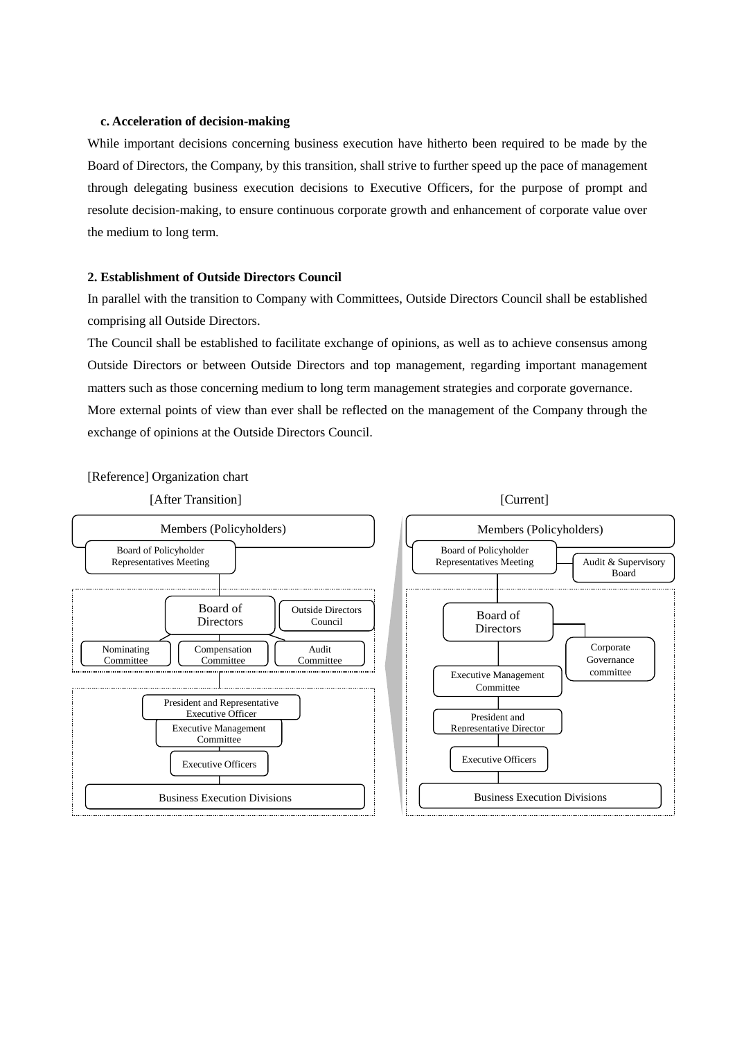**c. Acceleration of decision-making**

While important decisions concerning business execution have hitherto been required to be made by the Board of Directors, the Company, by this transition, shall strive to further speed up the pace of management through delegating business execution decisions to Executive Officers, for the purpose of prompt and resolute decision-making, to ensure continuous corporate growth and enhancement of corporate value over the medium to long term.

**2. Establishment of Outside Directors Council**

In parallel with the transition to Company with Committees, Outside Directors Council shall be established comprising all Outside Directors.

The Council shall be established to facilitate exchange of opinions, as well as to achieve consensus among Outside Directors or between Outside Directors and top management, regarding important management matters such as those concerning medium to long term management strategies and corporate governance.

More external points of view than ever shall be reflected on the management of the Company through the exchange of opinions at the Outside Directors Council.

[Reference] Organization chart

[After Transition]

Members (Policyholders)
Board of Policyholder Representatives Meeting
Board of Directors
Outside Directors Council
Nominating Committee
Compensation Committee
Audit Committee
President and Representative Executive Officer
Executive Management Committee
Executive Officers
Business Execution Divisions

[Current]

Members (Policyholders)
Board of Policyholder Representatives Meeting
Audit & Supervisory Board
Board of Directors
Corporate Governance committee
Executive Management Committee
President and Representative Director
Executive Officers
Business Execution Divisions